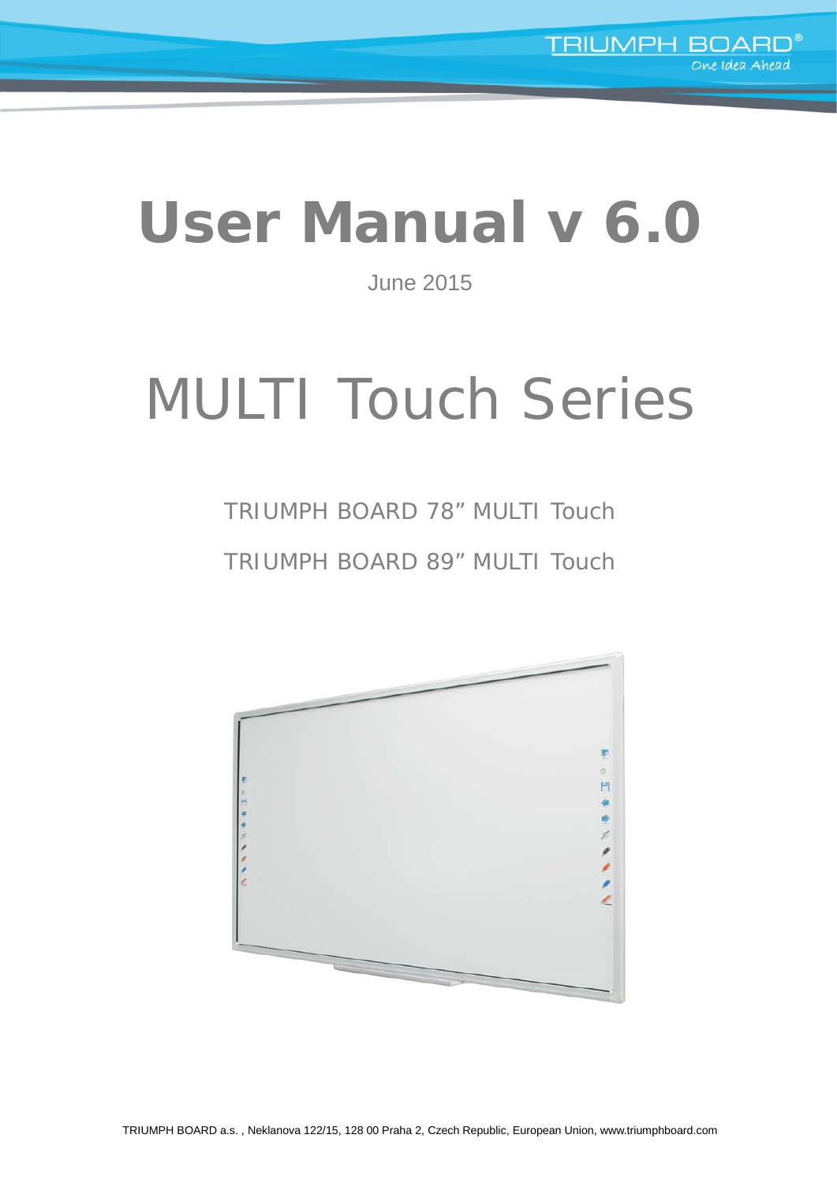TRIUMPH BOARD®
One Idea Ahead

# User Manual v 6.0

June 2015

# MULTI Touch Series

TRIUMPH BOARD 78" MULTI Touch

TRIUMPH BOARD 89" MULTI Touch

TRIUMPH BOARD a.s. , Neklanova 122/15, 128 00 Praha 2, Czech Republic, European Union, www.triumphboard.com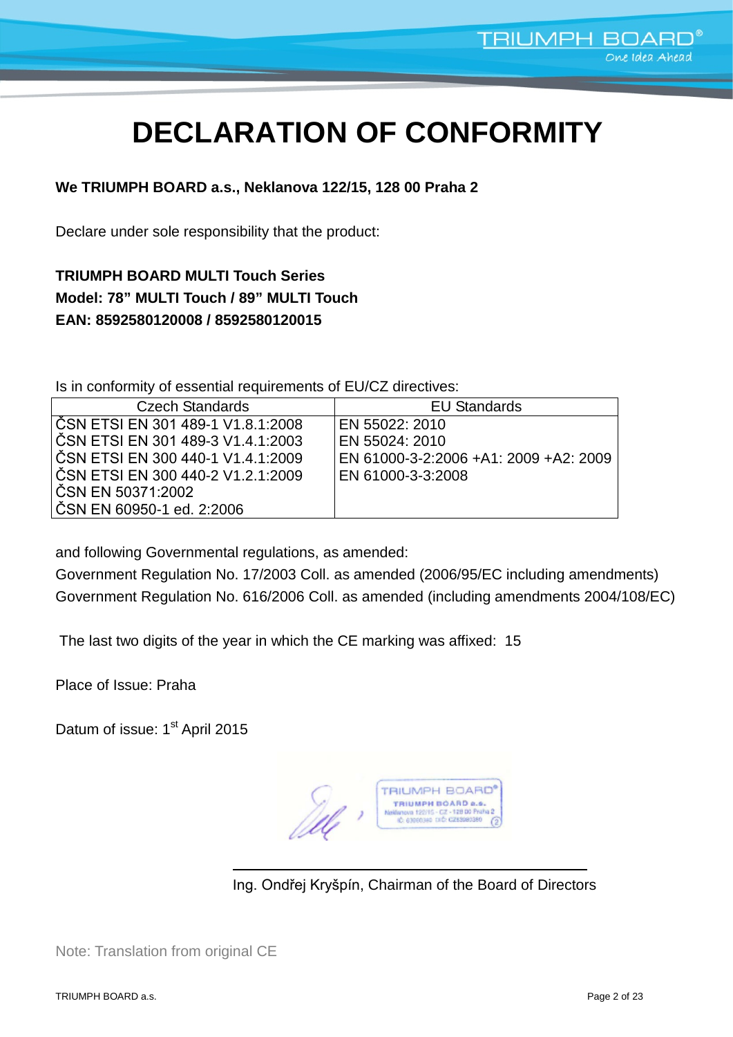# DECLARATION OF CONFORMITY

**We TRIUMPH BOARD a.s., Neklanova 122/15, 128 00 Praha 2**

Declare under sole responsibility that the product:

**TRIUMPH BOARD MULTI Touch Series**
**Model: 78" MULTI Touch / 89" MULTI Touch**
**EAN: 8592580120008 / 8592580120015**

Is in conformity of essential requirements of EU/CZ directives:

| Czech Standards | EU Standards |
|---|---|
| ČSN ETSI EN 301 489-1 V1.8.1:2008 | EN 55022: 2010 |
| ČSN ETSI EN 301 489-3 V1.4.1:2003 | EN 55024: 2010 |
| ČSN ETSI EN 300 440-1 V1.4.1:2009 | EN 61000-3-2:2006 +A1: 2009 +A2: 2009 |
| ČSN ETSI EN 300 440-2 V1.2.1:2009 | EN 61000-3-3:2008 |
| ČSN EN 50371:2002 | |
| ČSN EN 60950-1 ed. 2:2006 | |

and following Governmental regulations, as amended:
Government Regulation No. 17/2003 Coll. as amended (2006/95/EC including amendments)
Government Regulation No. 616/2006 Coll. as amended (including amendments 2004/108/EC)

The last two digits of the year in which the CE marking was affixed: 15

Place of Issue: Praha

Datum of issue: 1st April 2015

TRIUMPH BOARD
TRIUMPH BOARD a.s.
Neklanova 122/15 - CZ - 128 00 Praha 2
IČ: 63000340 DIČ: CZ63080340

Ing. Ondřej Kryšpín, Chairman of the Board of Directors

Note: Translation from original CE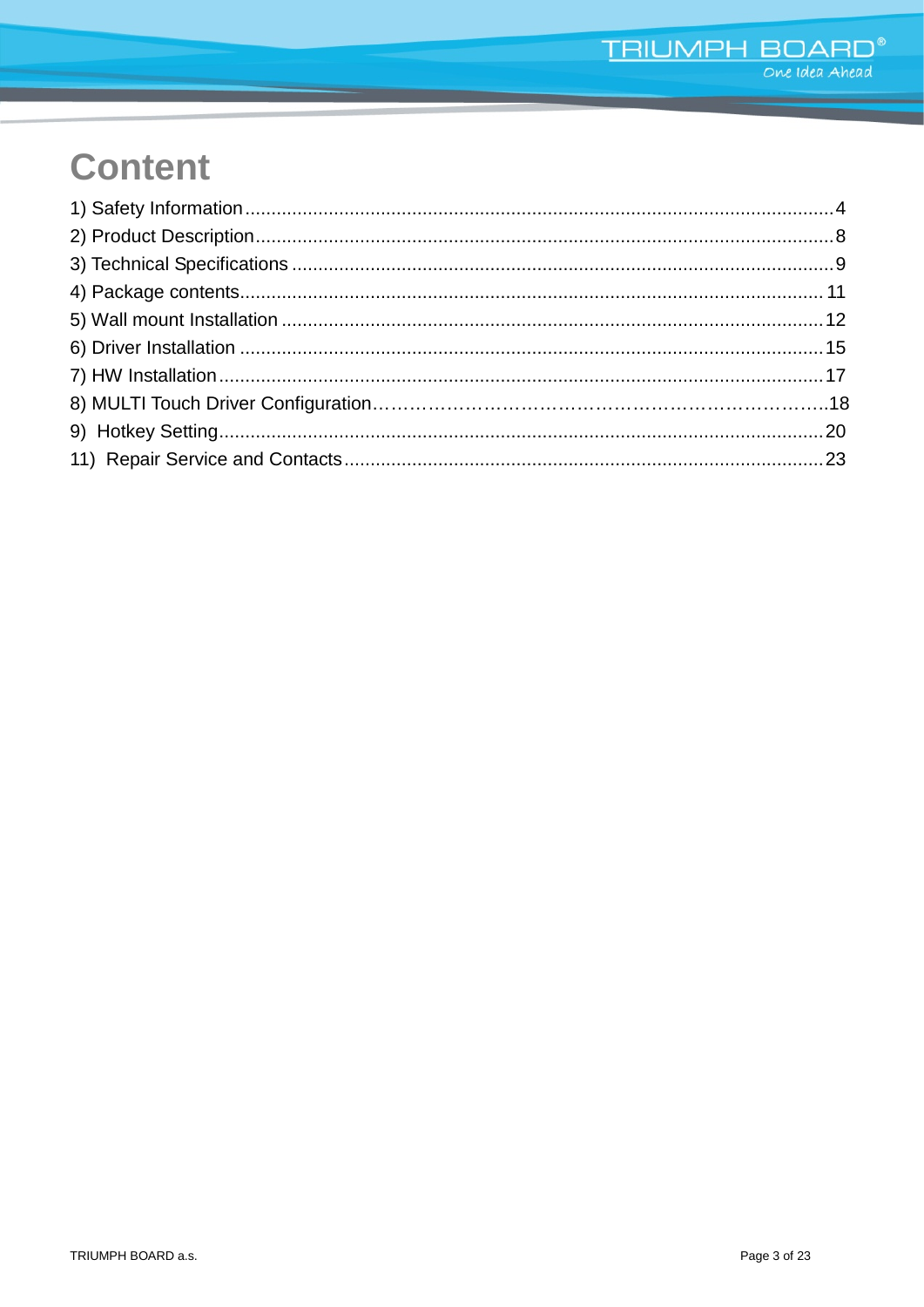# Content

1) Safety Information....................................................................................................4
2) Product Description.................................................................................................8
3) Technical Specifications ..........................................................................................9
4) Package contents.................................................................................................... 11
5) Wall mount Installation ...........................................................................................12
6) Driver Installation ...................................................................................................15
7) HW Installation........................................................................................................17
8) MULTI Touch Driver Configuration……………………………………………………………..18
9)  Hotkey Setting.........................................................................................................20
11)  Repair Service and Contacts................................................................................23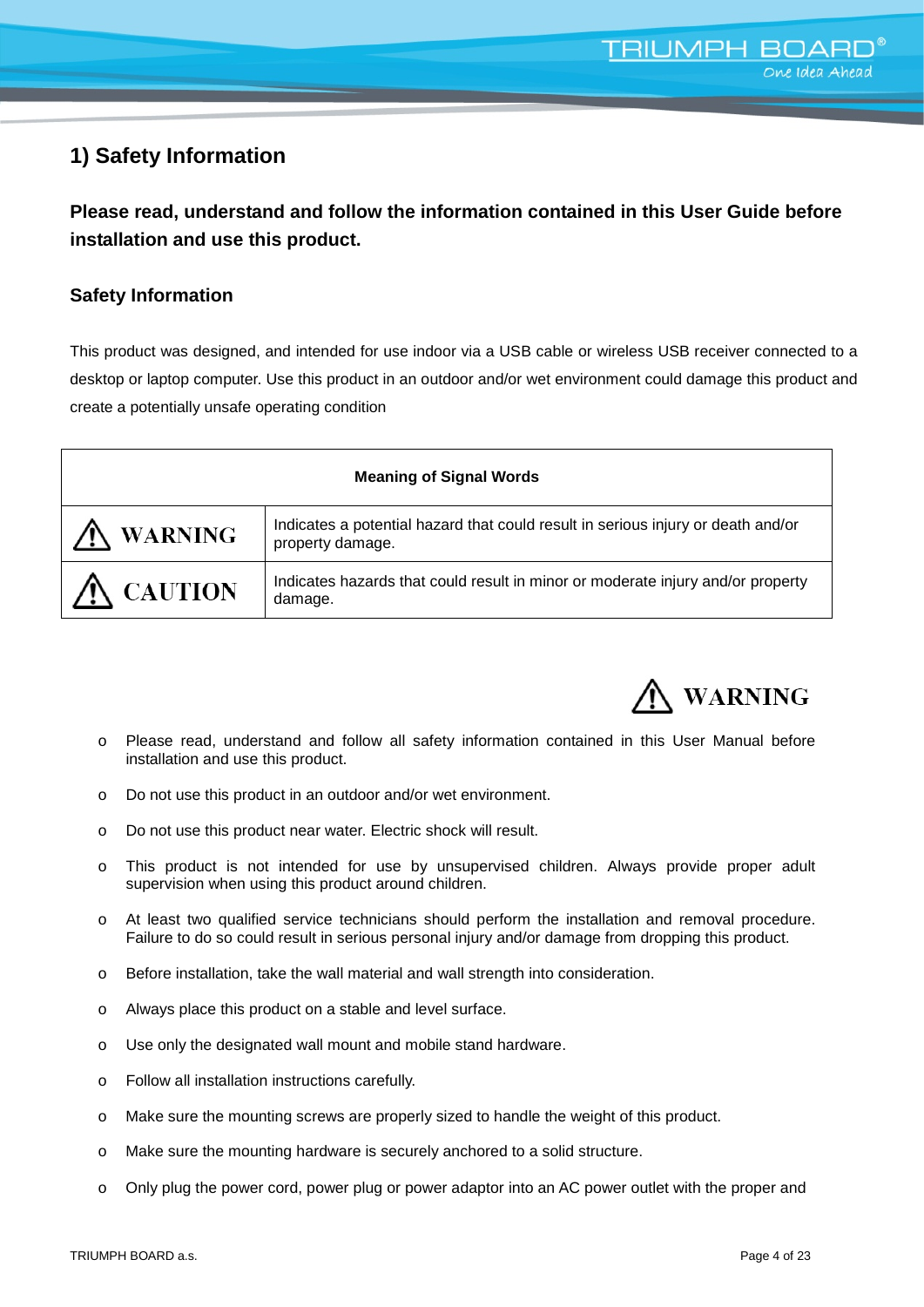## 1) Safety Information

**Please read, understand and follow the information contained in this User Guide before installation and use this product.**

### Safety Information

This product was designed, and intended for use indoor via a USB cable or wireless USB receiver connected to a desktop or laptop computer. Use this product in an outdoor and/or wet environment could damage this product and create a potentially unsafe operating condition

| Meaning of Signal Words | |
|---|---|
| ⚠ WARNING | Indicates a potential hazard that could result in serious injury or death and/or property damage. |
| ⚠ CAUTION | Indicates hazards that could result in minor or moderate injury and/or property damage. |

**⚠ WARNING**

- Please read, understand and follow all safety information contained in this User Manual before installation and use this product.
- Do not use this product in an outdoor and/or wet environment.
- Do not use this product near water. Electric shock will result.
- This product is not intended for use by unsupervised children. Always provide proper adult supervision when using this product around children.
- At least two qualified service technicians should perform the installation and removal procedure. Failure to do so could result in serious personal injury and/or damage from dropping this product.
- Before installation, take the wall material and wall strength into consideration.
- Always place this product on a stable and level surface.
- Use only the designated wall mount and mobile stand hardware.
- Follow all installation instructions carefully.
- Make sure the mounting screws are properly sized to handle the weight of this product.
- Make sure the mounting hardware is securely anchored to a solid structure.
- Only plug the power cord, power plug or power adaptor into an AC power outlet with the proper and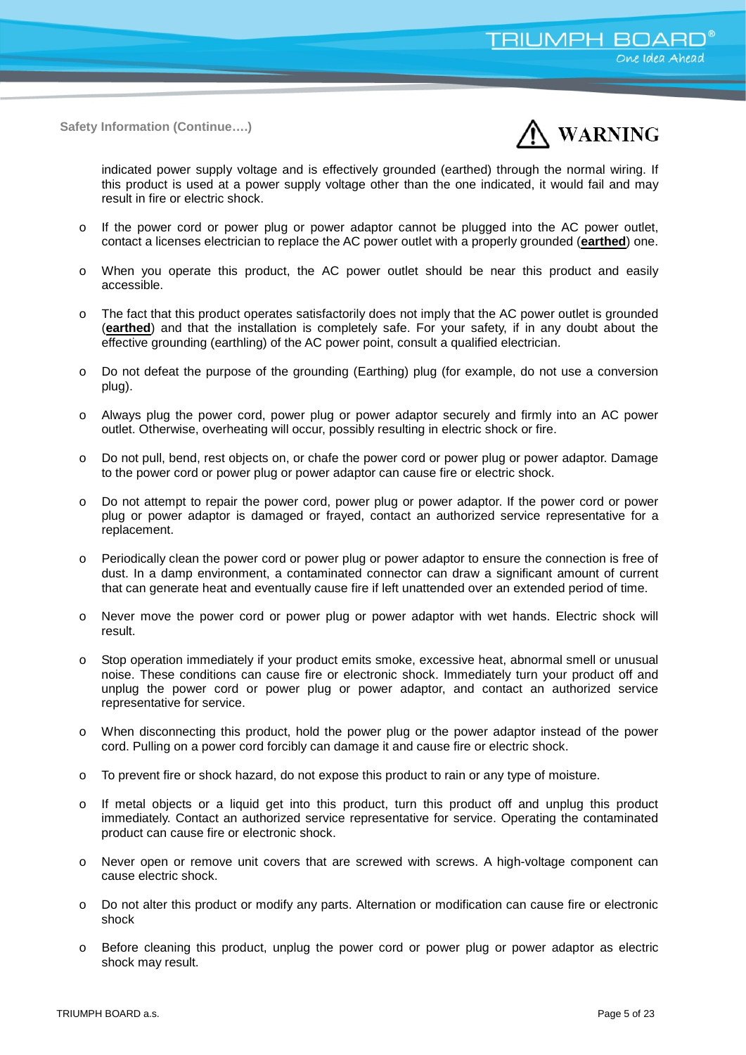**Safety Information (Continue….)**

**⚠ WARNING**

indicated power supply voltage and is effectively grounded (earthed) through the normal wiring. If this product is used at a power supply voltage other than the one indicated, it would fail and may result in fire or electric shock.

- If the power cord or power plug or power adaptor cannot be plugged into the AC power outlet, contact a licenses electrician to replace the AC power outlet with a properly grounded (**earthed**) one.
- When you operate this product, the AC power outlet should be near this product and easily accessible.
- The fact that this product operates satisfactorily does not imply that the AC power outlet is grounded (**earthed**) and that the installation is completely safe. For your safety, if in any doubt about the effective grounding (earthling) of the AC power point, consult a qualified electrician.
- Do not defeat the purpose of the grounding (Earthing) plug (for example, do not use a conversion plug).
- Always plug the power cord, power plug or power adaptor securely and firmly into an AC power outlet. Otherwise, overheating will occur, possibly resulting in electric shock or fire.
- Do not pull, bend, rest objects on, or chafe the power cord or power plug or power adaptor. Damage to the power cord or power plug or power adaptor can cause fire or electric shock.
- Do not attempt to repair the power cord, power plug or power adaptor. If the power cord or power plug or power adaptor is damaged or frayed, contact an authorized service representative for a replacement.
- Periodically clean the power cord or power plug or power adaptor to ensure the connection is free of dust. In a damp environment, a contaminated connector can draw a significant amount of current that can generate heat and eventually cause fire if left unattended over an extended period of time.
- Never move the power cord or power plug or power adaptor with wet hands. Electric shock will result.
- Stop operation immediately if your product emits smoke, excessive heat, abnormal smell or unusual noise. These conditions can cause fire or electronic shock. Immediately turn your product off and unplug the power cord or power plug or power adaptor, and contact an authorized service representative for service.
- When disconnecting this product, hold the power plug or the power adaptor instead of the power cord. Pulling on a power cord forcibly can damage it and cause fire or electric shock.
- To prevent fire or shock hazard, do not expose this product to rain or any type of moisture.
- If metal objects or a liquid get into this product, turn this product off and unplug this product immediately. Contact an authorized service representative for service. Operating the contaminated product can cause fire or electronic shock.
- Never open or remove unit covers that are screwed with screws. A high-voltage component can cause electric shock.
- Do not alter this product or modify any parts. Alternation or modification can cause fire or electronic shock
- Before cleaning this product, unplug the power cord or power plug or power adaptor as electric shock may result.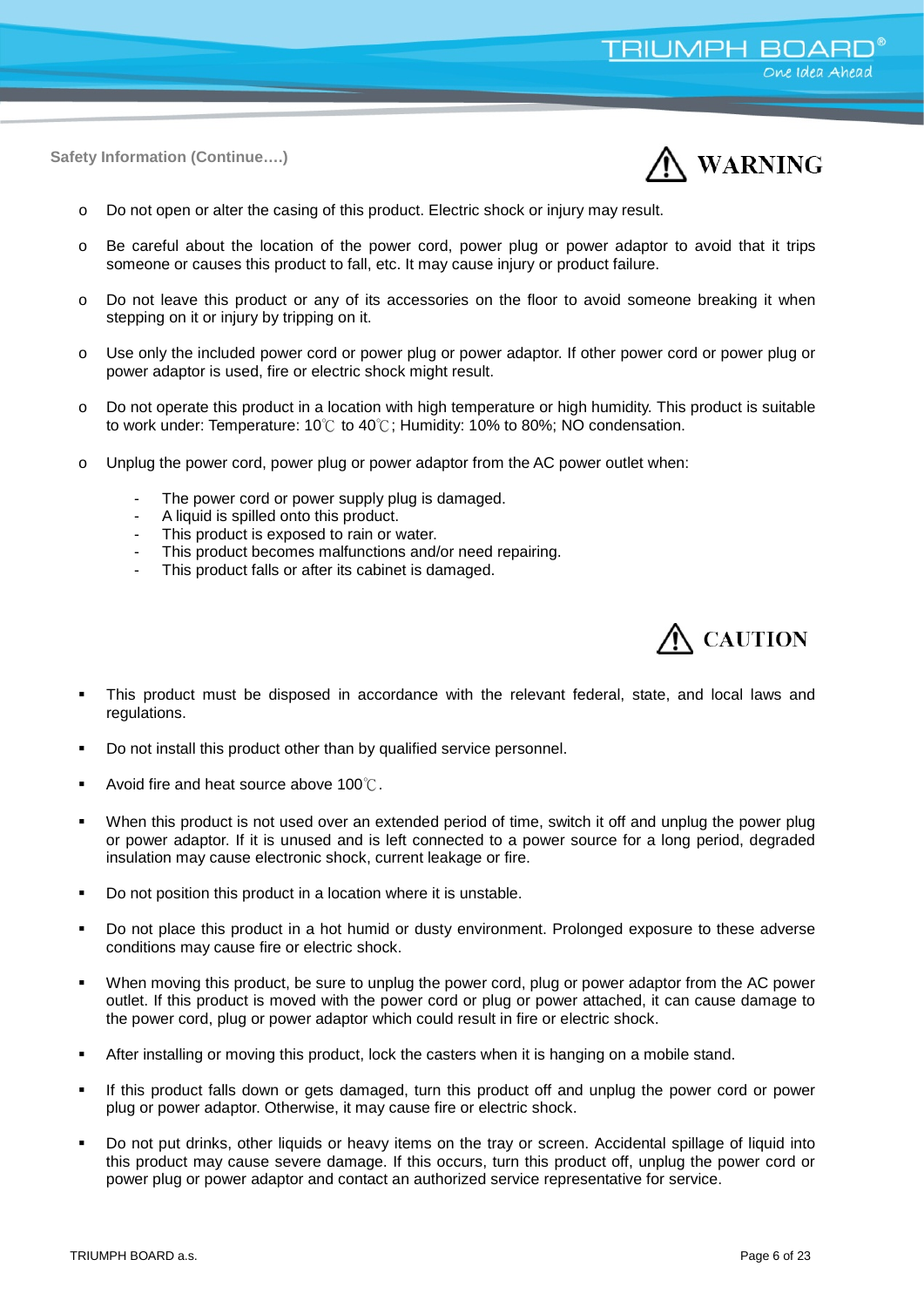**Safety Information (Continue….)**

## ⚠ WARNING

- Do not open or alter the casing of this product. Electric shock or injury may result.
- Be careful about the location of the power cord, power plug or power adaptor to avoid that it trips someone or causes this product to fall, etc. It may cause injury or product failure.
- Do not leave this product or any of its accessories on the floor to avoid someone breaking it when stepping on it or injury by tripping on it.
- Use only the included power cord or power plug or power adaptor. If other power cord or power plug or power adaptor is used, fire or electric shock might result.
- Do not operate this product in a location with high temperature or high humidity. This product is suitable to work under: Temperature: 10℃ to 40℃; Humidity: 10% to 80%; NO condensation.
- Unplug the power cord, power plug or power adaptor from the AC power outlet when:
  - The power cord or power supply plug is damaged.
  - A liquid is spilled onto this product.
  - This product is exposed to rain or water.
  - This product becomes malfunctions and/or need repairing.
  - This product falls or after its cabinet is damaged.

## ⚠ CAUTION

- This product must be disposed in accordance with the relevant federal, state, and local laws and regulations.
- Do not install this product other than by qualified service personnel.
- Avoid fire and heat source above 100℃.
- When this product is not used over an extended period of time, switch it off and unplug the power plug or power adaptor. If it is unused and is left connected to a power source for a long period, degraded insulation may cause electronic shock, current leakage or fire.
- Do not position this product in a location where it is unstable.
- Do not place this product in a hot humid or dusty environment. Prolonged exposure to these adverse conditions may cause fire or electric shock.
- When moving this product, be sure to unplug the power cord, plug or power adaptor from the AC power outlet. If this product is moved with the power cord or plug or power attached, it can cause damage to the power cord, plug or power adaptor which could result in fire or electric shock.
- After installing or moving this product, lock the casters when it is hanging on a mobile stand.
- If this product falls down or gets damaged, turn this product off and unplug the power cord or power plug or power adaptor. Otherwise, it may cause fire or electric shock.
- Do not put drinks, other liquids or heavy items on the tray or screen. Accidental spillage of liquid into this product may cause severe damage. If this occurs, turn this product off, unplug the power cord or power plug or power adaptor and contact an authorized service representative for service.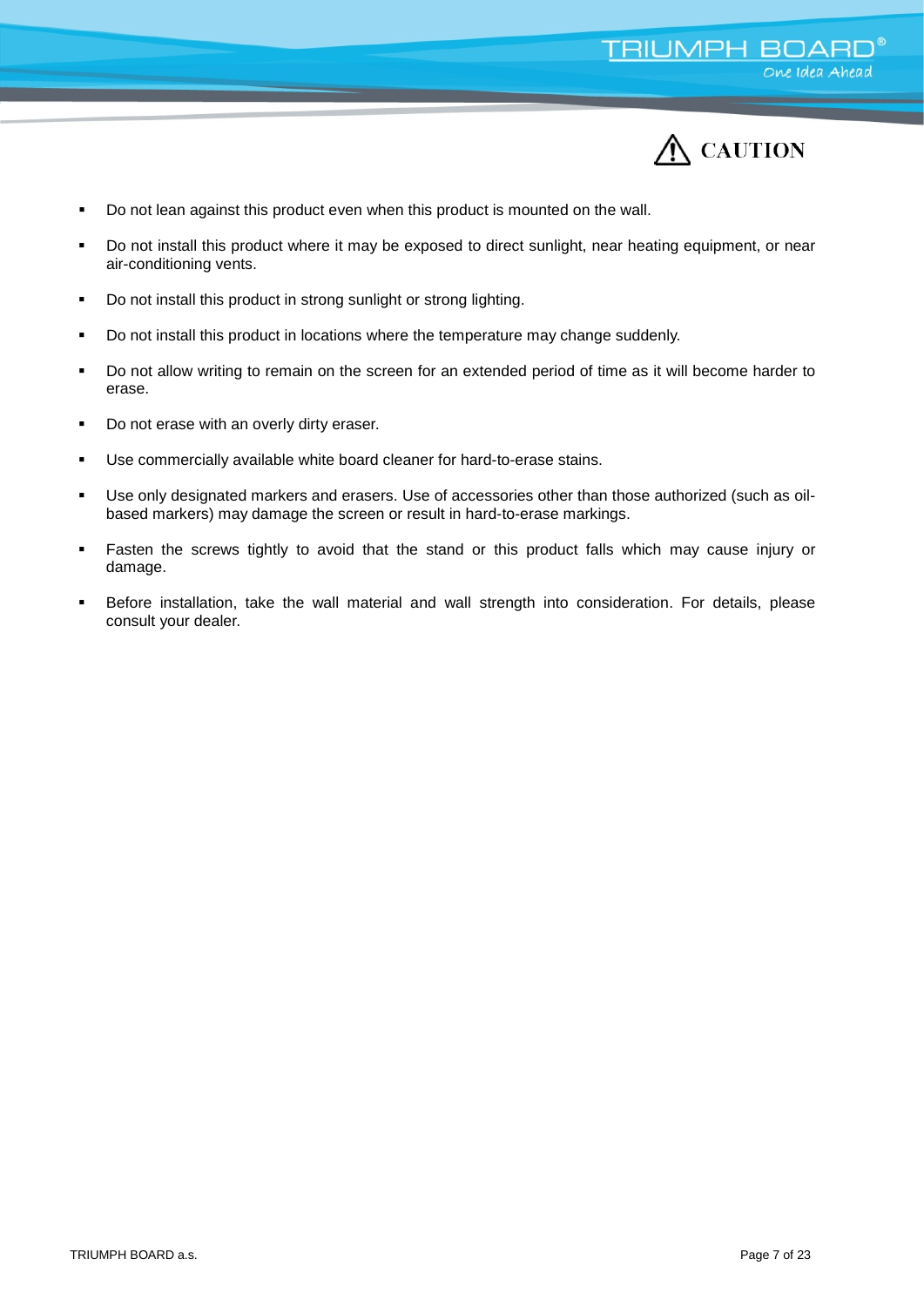## ⚠ CAUTION

- Do not lean against this product even when this product is mounted on the wall.
- Do not install this product where it may be exposed to direct sunlight, near heating equipment, or near air-conditioning vents.
- Do not install this product in strong sunlight or strong lighting.
- Do not install this product in locations where the temperature may change suddenly.
- Do not allow writing to remain on the screen for an extended period of time as it will become harder to erase.
- Do not erase with an overly dirty eraser.
- Use commercially available white board cleaner for hard-to-erase stains.
- Use only designated markers and erasers. Use of accessories other than those authorized (such as oil-based markers) may damage the screen or result in hard-to-erase markings.
- Fasten the screws tightly to avoid that the stand or this product falls which may cause injury or damage.
- Before installation, take the wall material and wall strength into consideration. For details, please consult your dealer.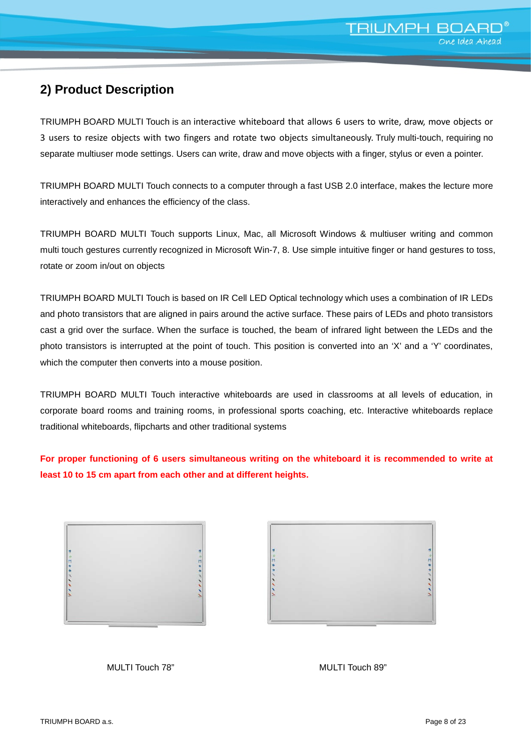## 2) Product Description

TRIUMPH BOARD MULTI Touch is an interactive whiteboard that allows 6 users to write, draw, move objects or 3 users to resize objects with two fingers and rotate two objects simultaneously. Truly multi-touch, requiring no separate multiuser mode settings. Users can write, draw and move objects with a finger, stylus or even a pointer.

TRIUMPH BOARD MULTI Touch connects to a computer through a fast USB 2.0 interface, makes the lecture more interactively and enhances the efficiency of the class.

TRIUMPH BOARD MULTI Touch supports Linux, Mac, all Microsoft Windows & multiuser writing and common multi touch gestures currently recognized in Microsoft Win-7, 8. Use simple intuitive finger or hand gestures to toss, rotate or zoom in/out on objects

TRIUMPH BOARD MULTI Touch is based on IR Cell LED Optical technology which uses a combination of IR LEDs and photo transistors that are aligned in pairs around the active surface. These pairs of LEDs and photo transistors cast a grid over the surface. When the surface is touched, the beam of infrared light between the LEDs and the photo transistors is interrupted at the point of touch. This position is converted into an 'X' and a 'Y' coordinates, which the computer then converts into a mouse position.

TRIUMPH BOARD MULTI Touch interactive whiteboards are used in classrooms at all levels of education, in corporate board rooms and training rooms, in professional sports coaching, etc. Interactive whiteboards replace traditional whiteboards, flipcharts and other traditional systems

**For proper functioning of 6 users simultaneous writing on the whiteboard it is recommended to write at least 10 to 15 cm apart from each other and at different heights.**

MULTI Touch 78"

MULTI Touch 89"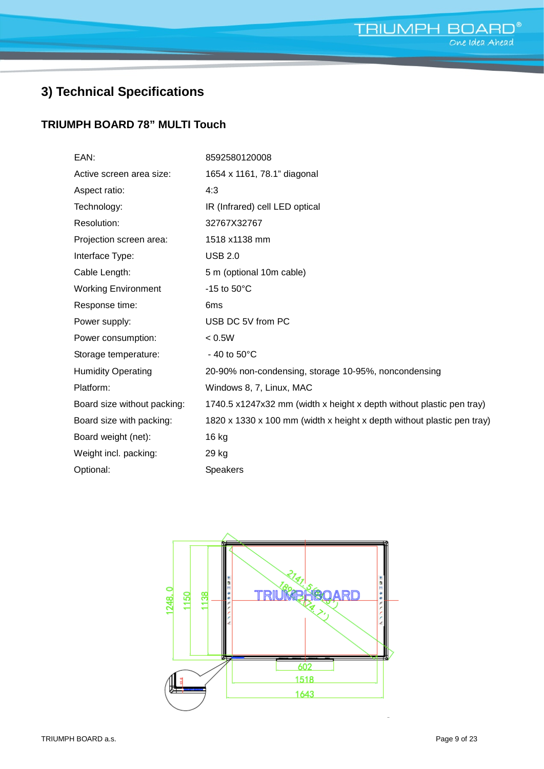## 3) Technical Specifications

### TRIUMPH BOARD 78" MULTI Touch

| | |
|---|---|
| EAN: | 8592580120008 |
| Active screen area size: | 1654 x 1161, 78.1" diagonal |
| Aspect ratio: | 4:3 |
| Technology: | IR (Infrared) cell LED optical |
| Resolution: | 32767X32767 |
| Projection screen area: | 1518 x1138 mm |
| Interface Type: | USB 2.0 |
| Cable Length: | 5 m (optional 10m cable) |
| Working Environment | -15 to 50°C |
| Response time: | 6ms |
| Power supply: | USB DC 5V from PC |
| Power consumption: | < 0.5W |
| Storage temperature: | - 40 to 50°C |
| Humidity Operating | 20-90% non-condensing, storage 10-95%, noncondensing |
| Platform: | Windows 8, 7, Linux, MAC |
| Board size without packing: | 1740.5 x1247x32 mm (width x height x depth without plastic pen tray) |
| Board size with packing: | 1820 x 1330 x 100 mm (width x height x depth without plastic pen tray) |
| Board weight (net): | 16 kg |
| Weight incl. packing: | 29 kg |
| Optional: | Speakers |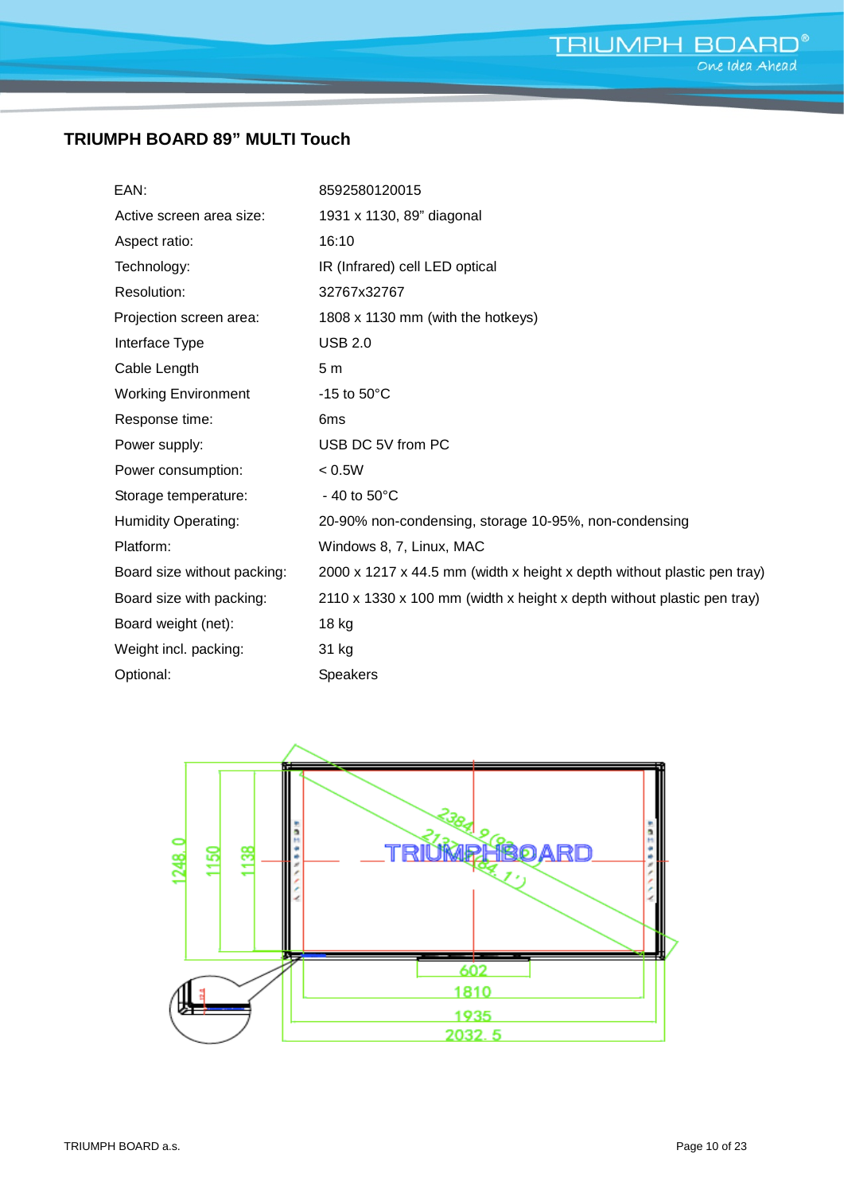## TRIUMPH BOARD 89" MULTI Touch

| | |
|---|---|
| EAN: | 8592580120015 |
| Active screen area size: | 1931 x 1130, 89" diagonal |
| Aspect ratio: | 16:10 |
| Technology: | IR (Infrared) cell LED optical |
| Resolution: | 32767x32767 |
| Projection screen area: | 1808 x 1130 mm (with the hotkeys) |
| Interface Type | USB 2.0 |
| Cable Length | 5 m |
| Working Environment | -15 to 50°C |
| Response time: | 6ms |
| Power supply: | USB DC 5V from PC |
| Power consumption: | < 0.5W |
| Storage temperature: | - 40 to 50°C |
| Humidity Operating: | 20-90% non-condensing, storage 10-95%, non-condensing |
| Platform: | Windows 8, 7, Linux, MAC |
| Board size without packing: | 2000 x 1217 x 44.5 mm (width x height x depth without plastic pen tray) |
| Board size with packing: | 2110 x 1330 x 100 mm (width x height x depth without plastic pen tray) |
| Board weight (net): | 18 kg |
| Weight incl. packing: | 31 kg |
| Optional: | Speakers |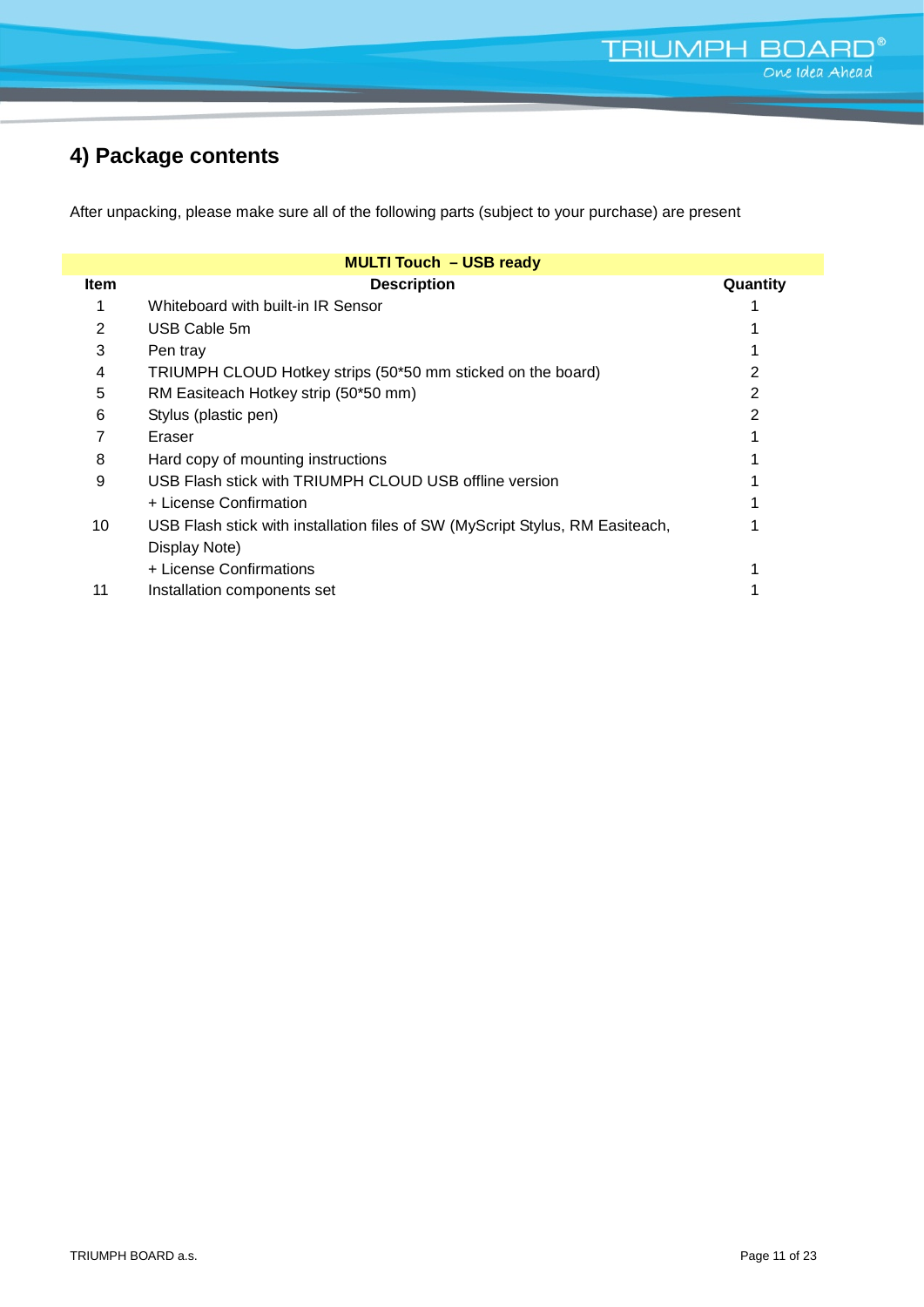## 4) Package contents

After unpacking, please make sure all of the following parts (subject to your purchase) are present

| MULTI Touch – USB ready | | |
|---|---|---|
| **Item** | **Description** | **Quantity** |
| 1 | Whiteboard with built-in IR Sensor | 1 |
| 2 | USB Cable 5m | 1 |
| 3 | Pen tray | 1 |
| 4 | TRIUMPH CLOUD Hotkey strips (50*50 mm sticked on the board) | 2 |
| 5 | RM Easiteach Hotkey strip (50*50 mm) | 2 |
| 6 | Stylus (plastic pen) | 2 |
| 7 | Eraser | 1 |
| 8 | Hard copy of mounting instructions | 1 |
| 9 | USB Flash stick with TRIUMPH CLOUD USB offline version | 1 |
| | + License Confirmation | 1 |
| 10 | USB Flash stick with installation files of SW (MyScript Stylus, RM Easiteach, Display Note) | 1 |
| | + License Confirmations | 1 |
| 11 | Installation components set | 1 |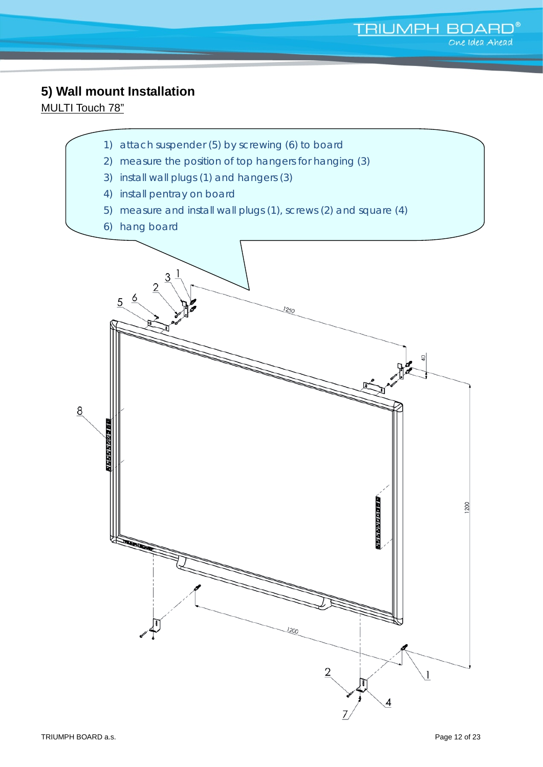## 5) Wall mount Installation

MULTI Touch 78"

1) attach suspender (5) by screwing (6) to board
2) measure the position of top hangers for hanging (3)
3) install wall plugs (1) and hangers (3)
4) install pentray on board
5) measure and install wall plugs (1), screws (2) and square (4)
6) hang board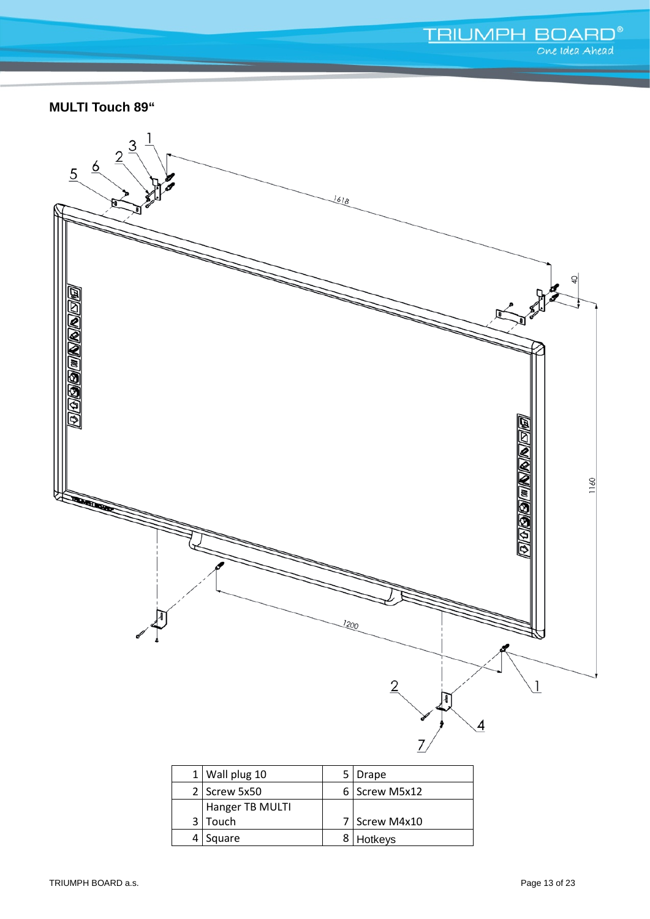**MULTI Touch 89“**

| 1 | Wall plug 10 | 5 | Drape |
|---|---|---|---|
| 2 | Screw 5x50 | 6 | Screw M5x12 |
| 3 | Hanger TB MULTI Touch | 7 | Screw M4x10 |
| 4 | Square | 8 | Hotkeys |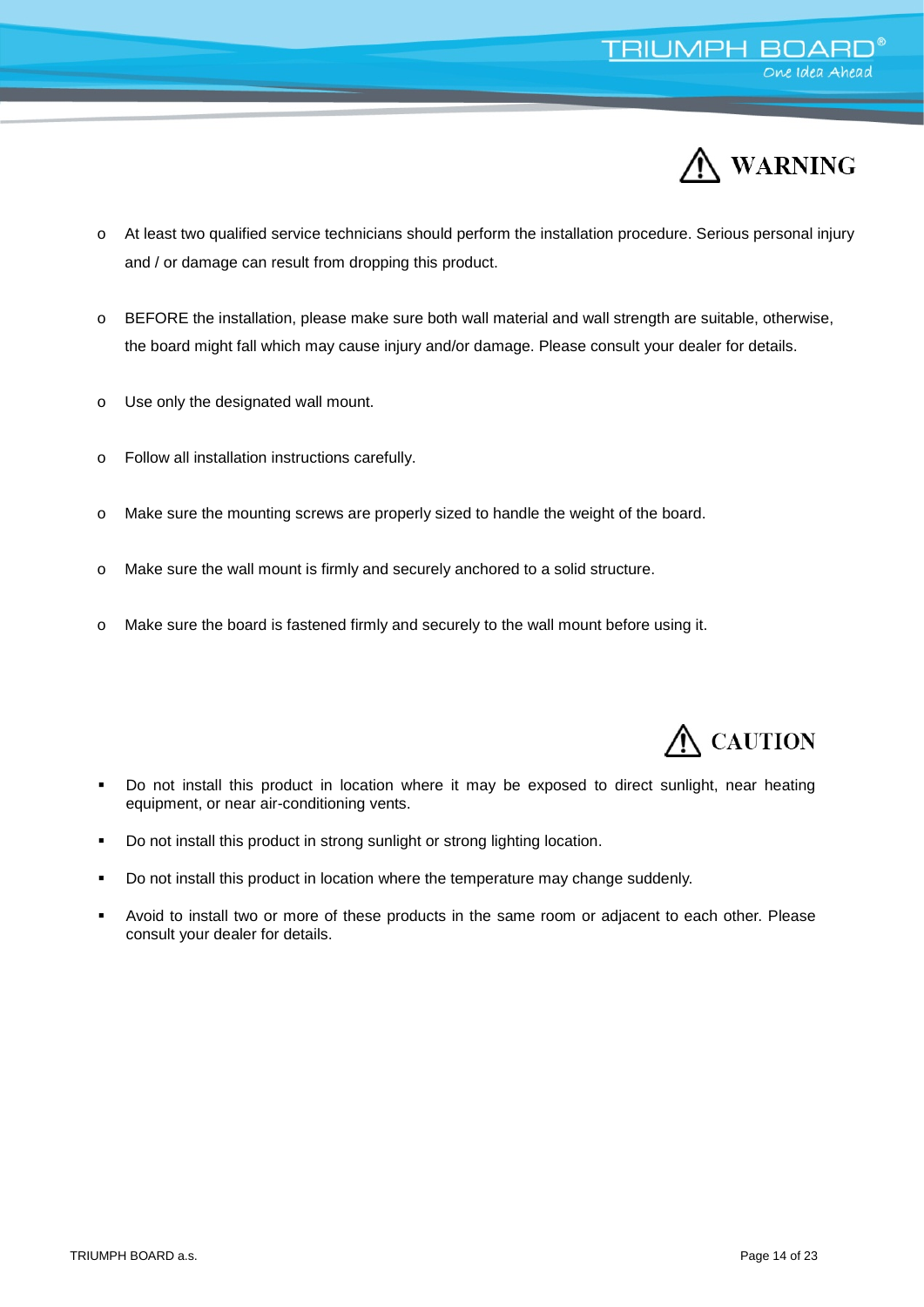## ⚠ WARNING

- At least two qualified service technicians should perform the installation procedure. Serious personal injury and / or damage can result from dropping this product.
- BEFORE the installation, please make sure both wall material and wall strength are suitable, otherwise, the board might fall which may cause injury and/or damage. Please consult your dealer for details.
- Use only the designated wall mount.
- Follow all installation instructions carefully.
- Make sure the mounting screws are properly sized to handle the weight of the board.
- Make sure the wall mount is firmly and securely anchored to a solid structure.
- Make sure the board is fastened firmly and securely to the wall mount before using it.

## ⚠ CAUTION

- Do not install this product in location where it may be exposed to direct sunlight, near heating equipment, or near air-conditioning vents.
- Do not install this product in strong sunlight or strong lighting location.
- Do not install this product in location where the temperature may change suddenly.
- Avoid to install two or more of these products in the same room or adjacent to each other. Please consult your dealer for details.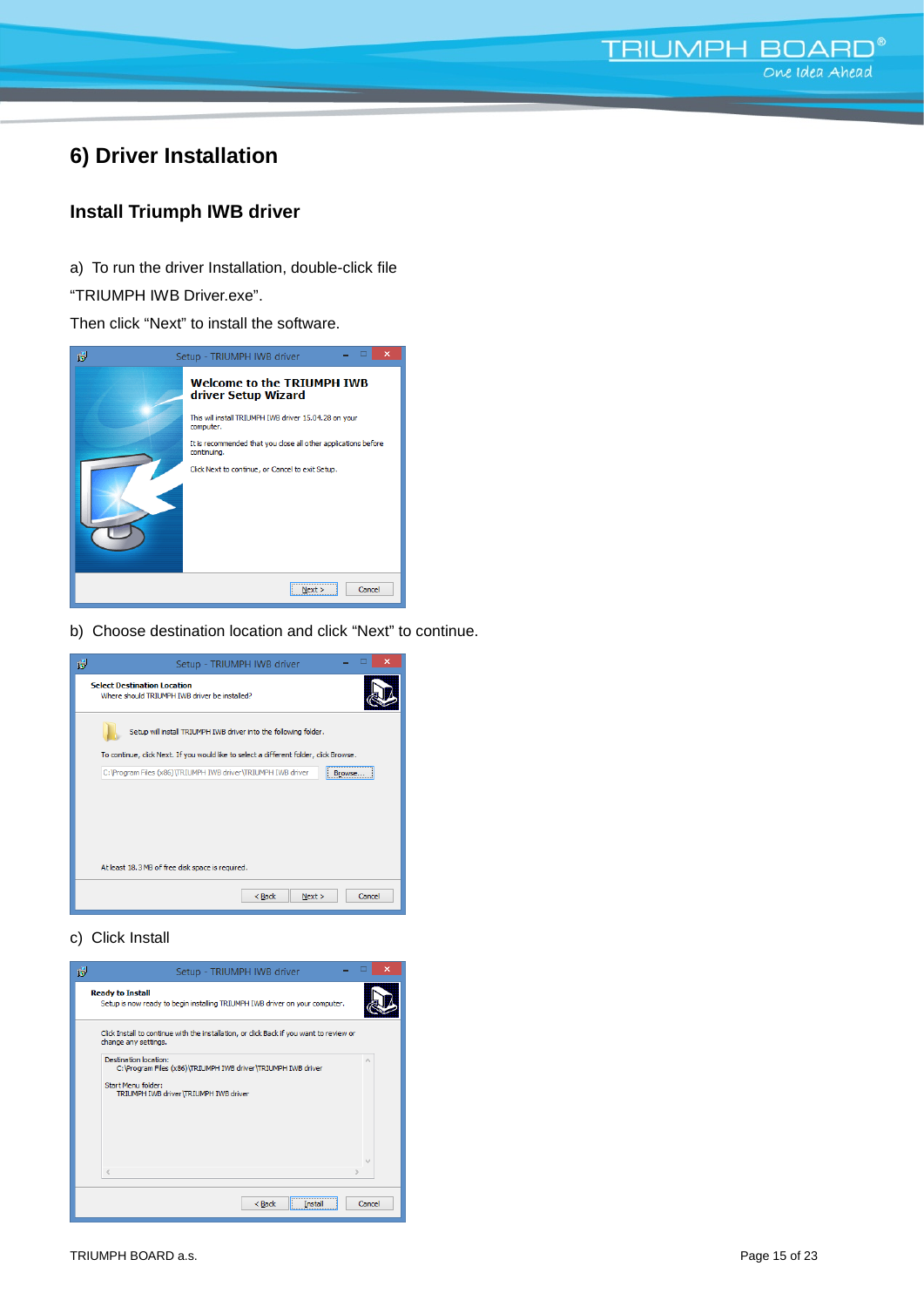# 6) Driver Installation

## Install Triumph IWB driver

a) To run the driver Installation, double-click file "TRIUMPH IWB Driver.exe".

Then click "Next" to install the software.

b) Choose destination location and click "Next" to continue.

c) Click Install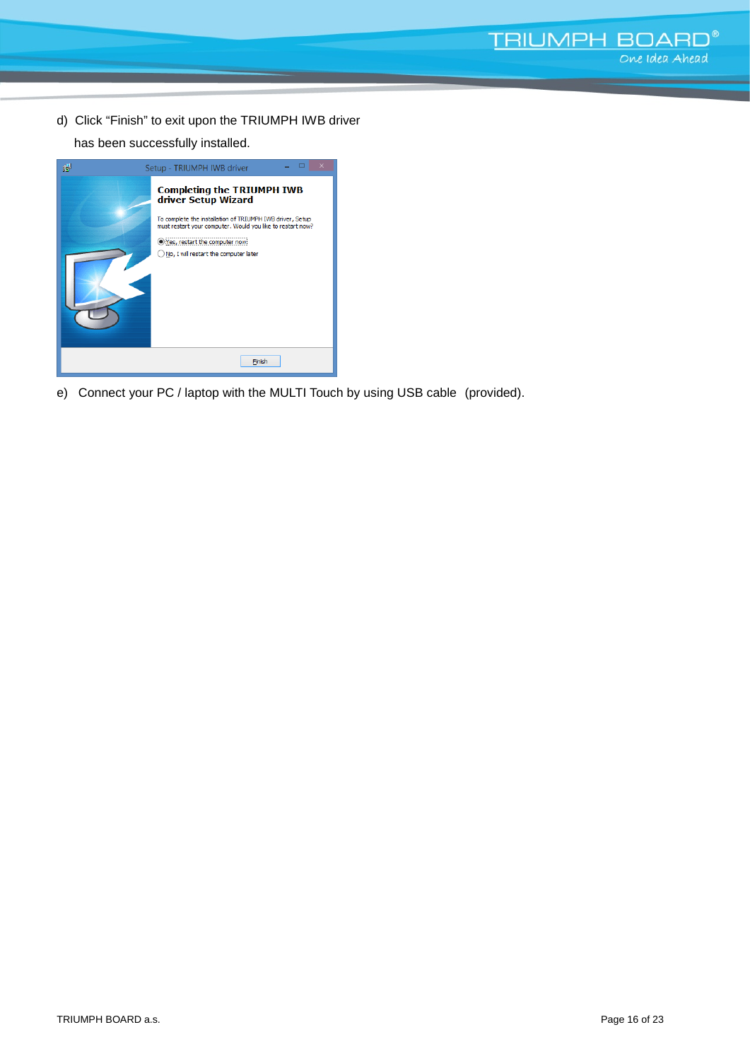d) Click “Finish” to exit upon the TRIUMPH IWB driver has been successfully installed.

e) Connect your PC / laptop with the MULTI Touch by using USB cable (provided).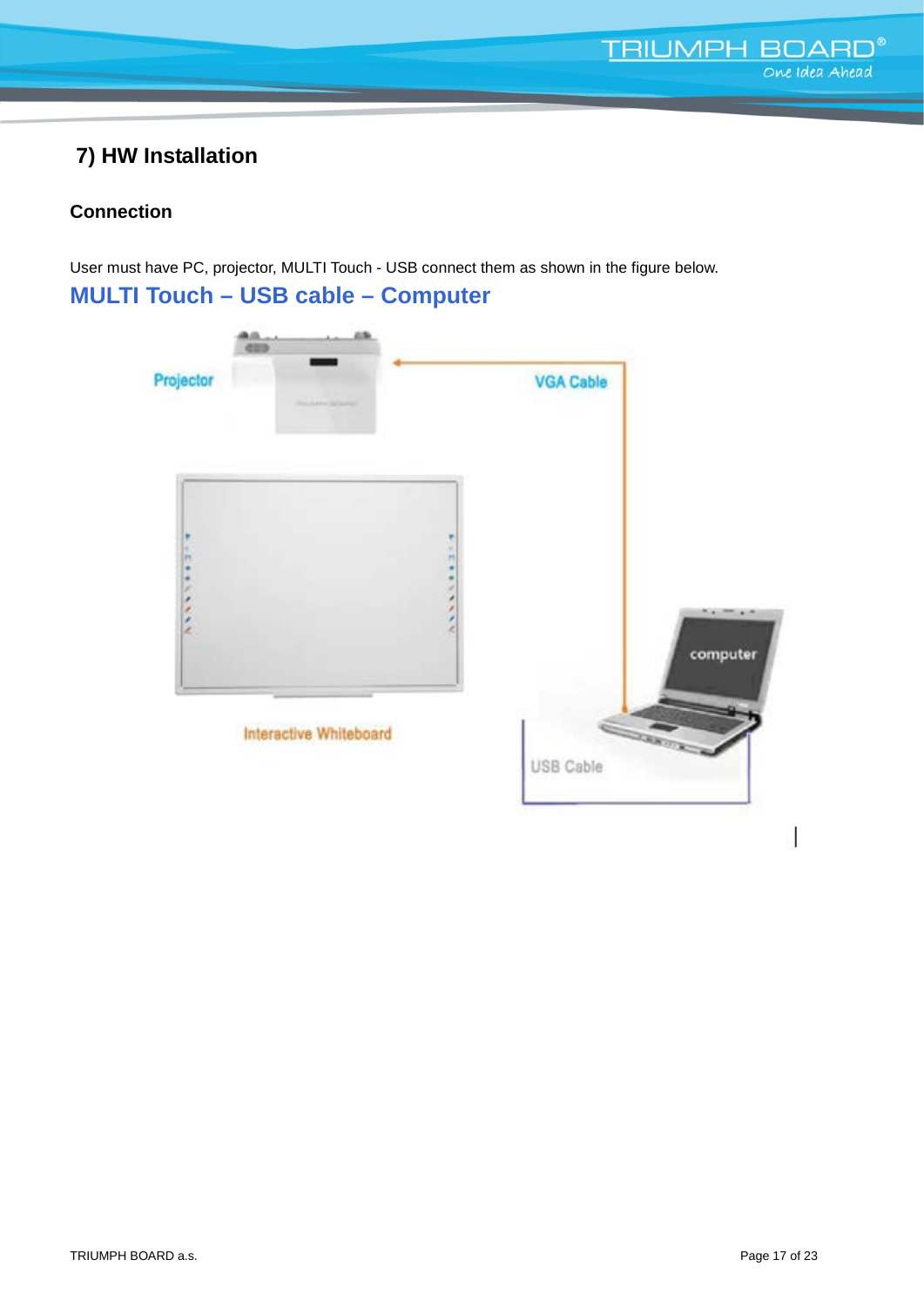## 7) HW Installation

### Connection

User must have PC, projector, MULTI Touch - USB connect them as shown in the figure below.

**MULTI Touch – USB cable – Computer**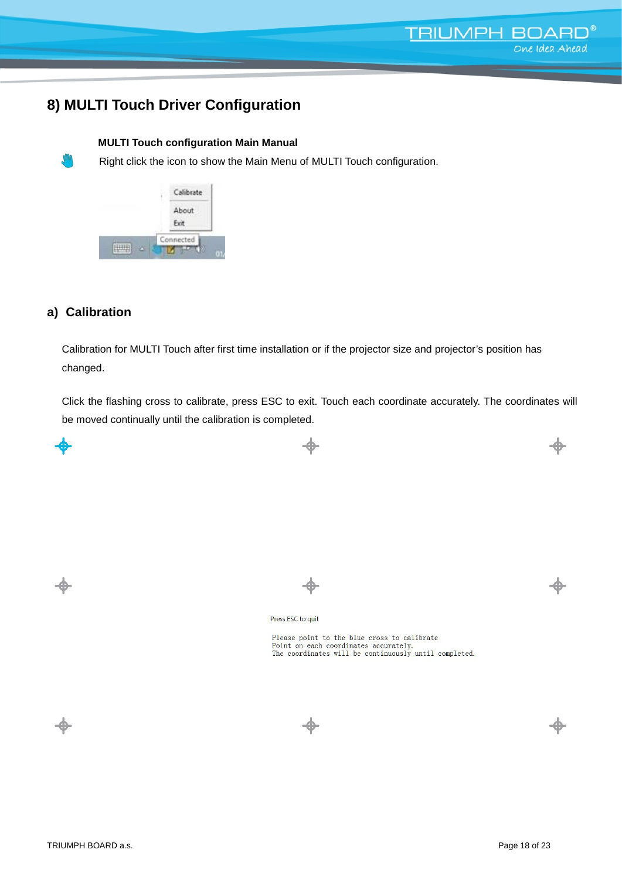## 8) MULTI Touch Driver Configuration

**MULTI Touch configuration Main Manual**

Right click the icon to show the Main Menu of MULTI Touch configuration.

### a) Calibration

Calibration for MULTI Touch after first time installation or if the projector size and projector's position has changed.

Click the flashing cross to calibrate, press ESC to exit. Touch each coordinate accurately. The coordinates will be moved continually until the calibration is completed.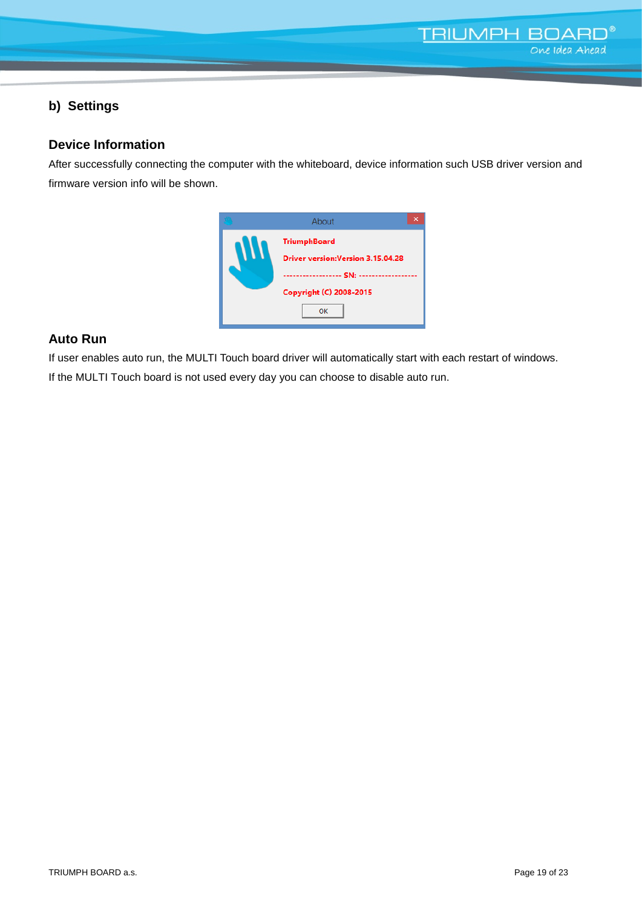## b) Settings

### Device Information

After successfully connecting the computer with the whiteboard, device information such USB driver version and firmware version info will be shown.

### Auto Run

If user enables auto run, the MULTI Touch board driver will automatically start with each restart of windows. If the MULTI Touch board is not used every day you can choose to disable auto run.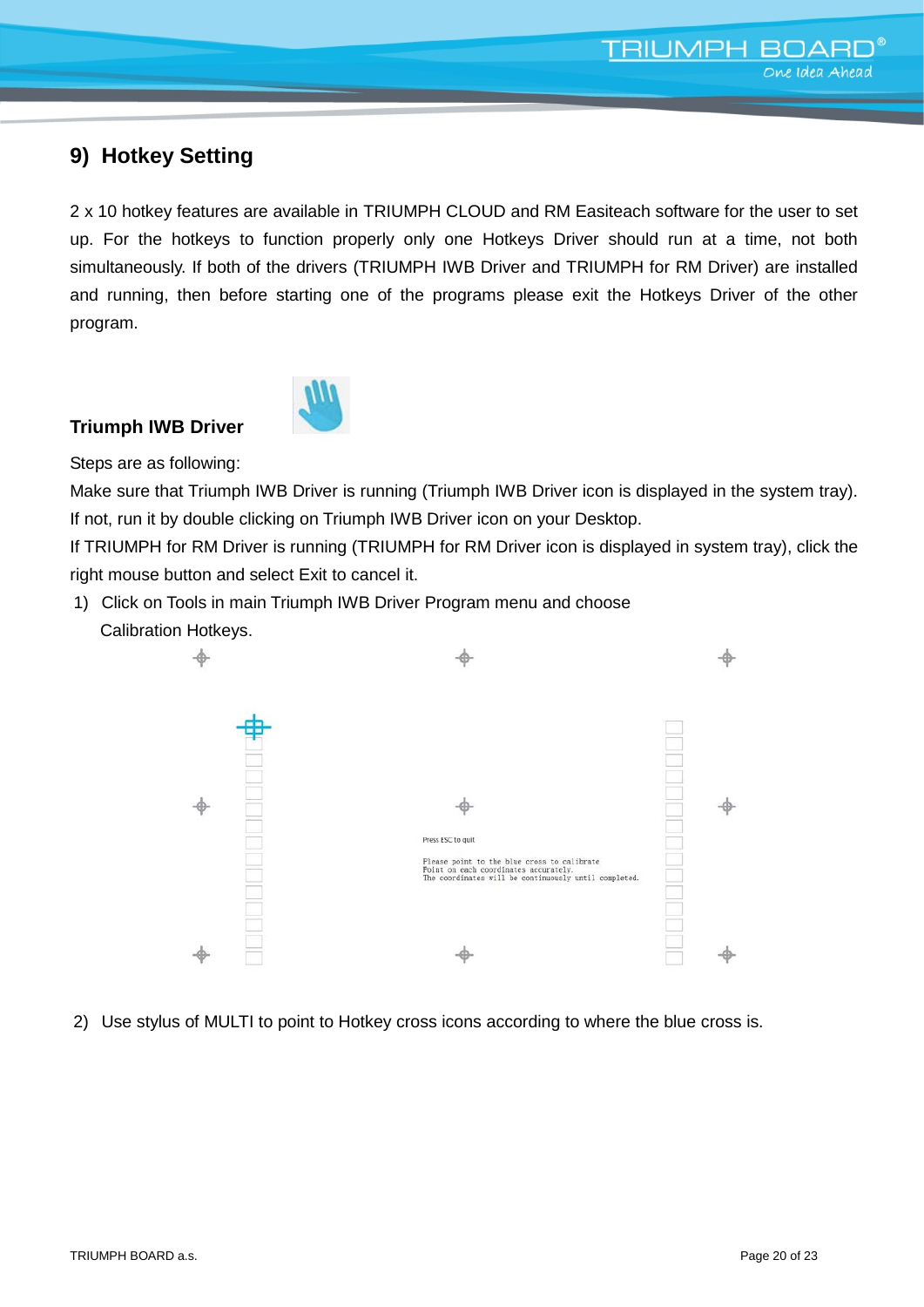## 9) Hotkey Setting

2 x 10 hotkey features are available in TRIUMPH CLOUD and RM Easiteach software for the user to set up. For the hotkeys to function properly only one Hotkeys Driver should run at a time, not both simultaneously. If both of the drivers (TRIUMPH IWB Driver and TRIUMPH for RM Driver) are installed and running, then before starting one of the programs please exit the Hotkeys Driver of the other program.

**Triumph IWB Driver**

Steps are as following:

Make sure that Triumph IWB Driver is running (Triumph IWB Driver icon is displayed in the system tray). If not, run it by double clicking on Triumph IWB Driver icon on your Desktop.

If TRIUMPH for RM Driver is running (TRIUMPH for RM Driver icon is displayed in system tray), click the right mouse button and select Exit to cancel it.

1) Click on Tools in main Triumph IWB Driver Program menu and choose Calibration Hotkeys.

Press ESC to quit

Please point to the blue cross to calibrate
Point on each coordinates accurately.
The coordinates will be continuously until completed.

2) Use stylus of MULTI to point to Hotkey cross icons according to where the blue cross is.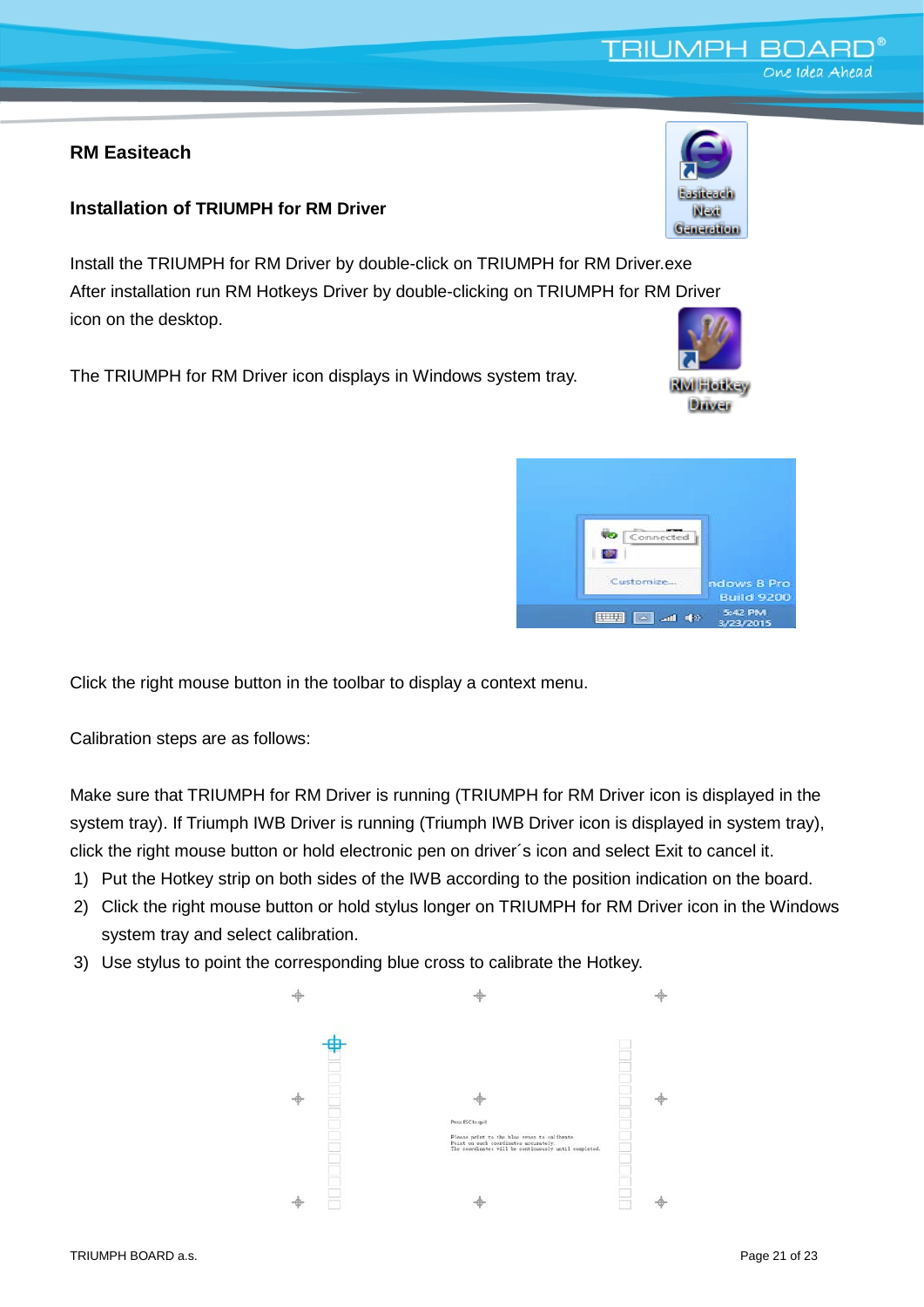## RM Easiteach

### Installation of TRIUMPH for RM Driver

Install the TRIUMPH for RM Driver by double-click on TRIUMPH for RM Driver.exe
After installation run RM Hotkeys Driver by double-clicking on TRIUMPH for RM Driver icon on the desktop.

The TRIUMPH for RM Driver icon displays in Windows system tray.

Click the right mouse button in the toolbar to display a context menu.

Calibration steps are as follows:

Make sure that TRIUMPH for RM Driver is running (TRIUMPH for RM Driver icon is displayed in the system tray). If Triumph IWB Driver is running (Triumph IWB Driver icon is displayed in system tray), click the right mouse button or hold electronic pen on driver´s icon and select Exit to cancel it.

1) Put the Hotkey strip on both sides of the IWB according to the position indication on the board.
2) Click the right mouse button or hold stylus longer on TRIUMPH for RM Driver icon in the Windows system tray and select calibration.
3) Use stylus to point the corresponding blue cross to calibrate the Hotkey.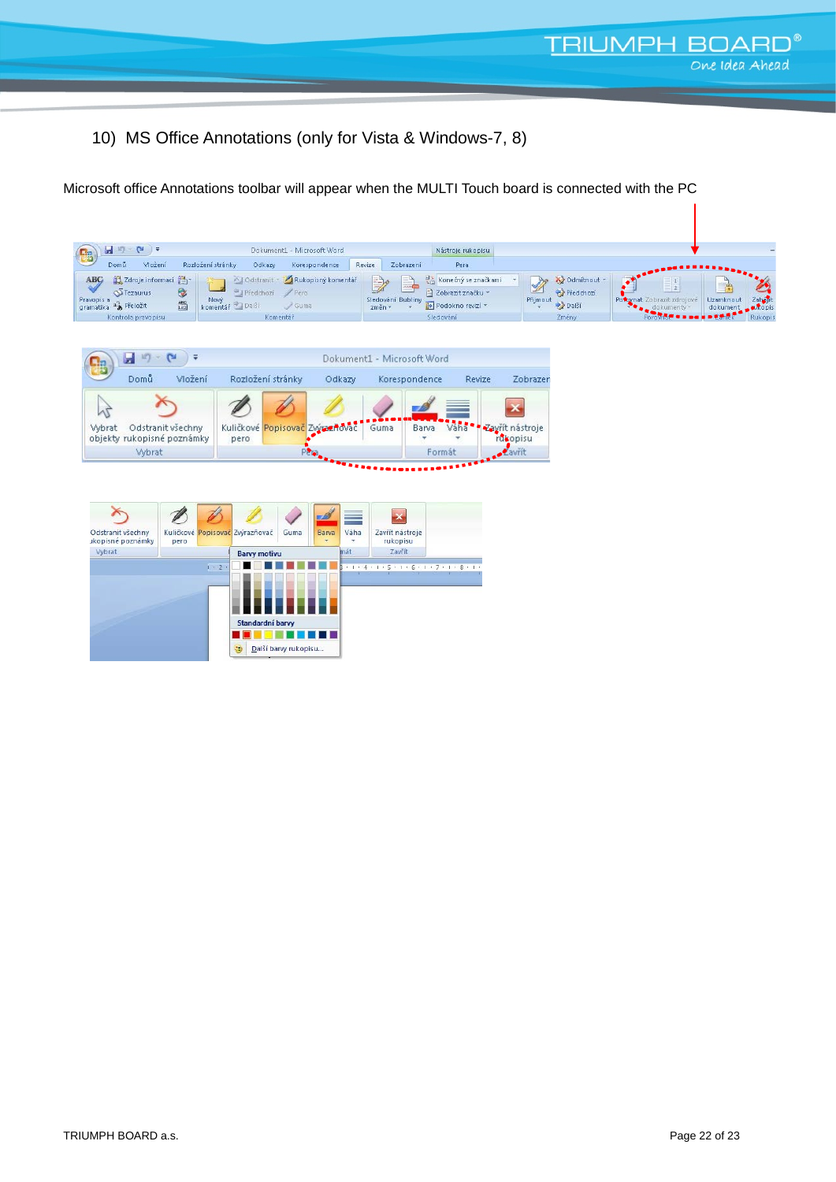## 10) MS Office Annotations (only for Vista & Windows-7, 8)

Microsoft office Annotations toolbar will appear when the MULTI Touch board is connected with the PC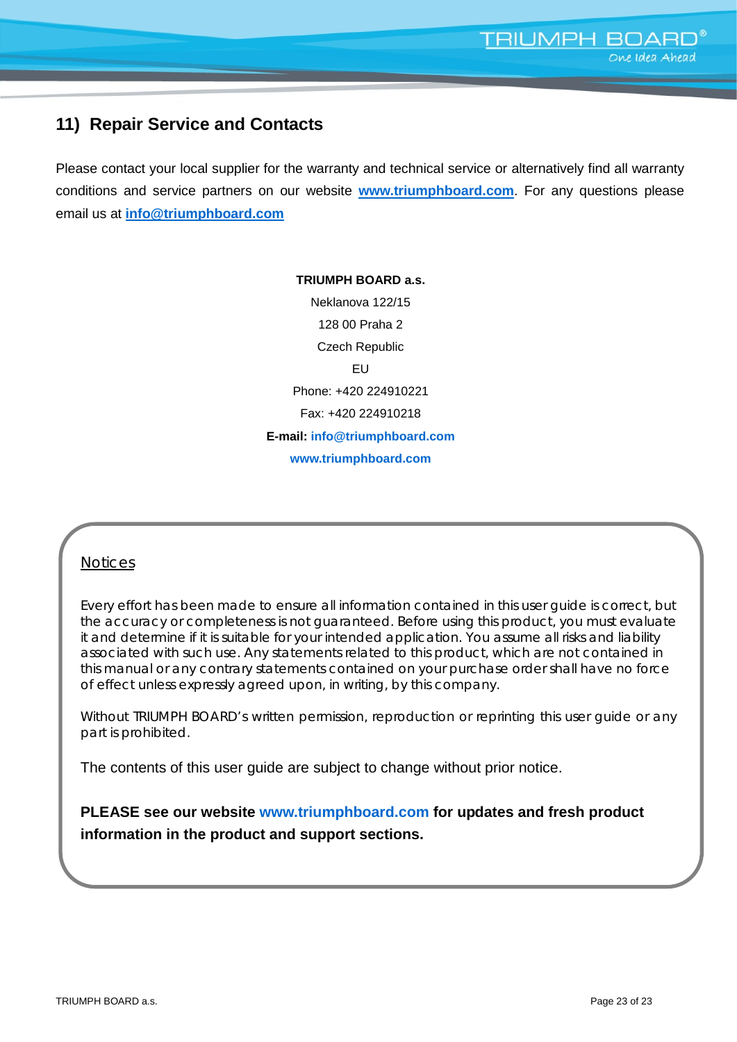## 11) Repair Service and Contacts

Please contact your local supplier for the warranty and technical service or alternatively find all warranty conditions and service partners on our website **www.triumphboard.com**. For any questions please email us at **info@triumphboard.com**

**TRIUMPH BOARD a.s.**

Neklanova 122/15

128 00 Praha 2

Czech Republic

EU

Phone: +420 224910221

Fax: +420 224910218

**E-mail: info@triumphboard.com**

**www.triumphboard.com**

### Notices

Every effort has been made to ensure all information contained in this user guide is correct, but the accuracy or completeness is not guaranteed. Before using this product, you must evaluate it and determine if it is suitable for your intended application. You assume all risks and liability associated with such use. Any statements related to this product, which are not contained in this manual or any contrary statements contained on your purchase order shall have no force of effect unless expressly agreed upon, in writing, by this company.

Without TRIUMPH BOARD's written permission, reproduction or reprinting this user guide or any part is prohibited.

The contents of this user guide are subject to change without prior notice.

**PLEASE see our website www.triumphboard.com for updates and fresh product information in the product and support sections.**